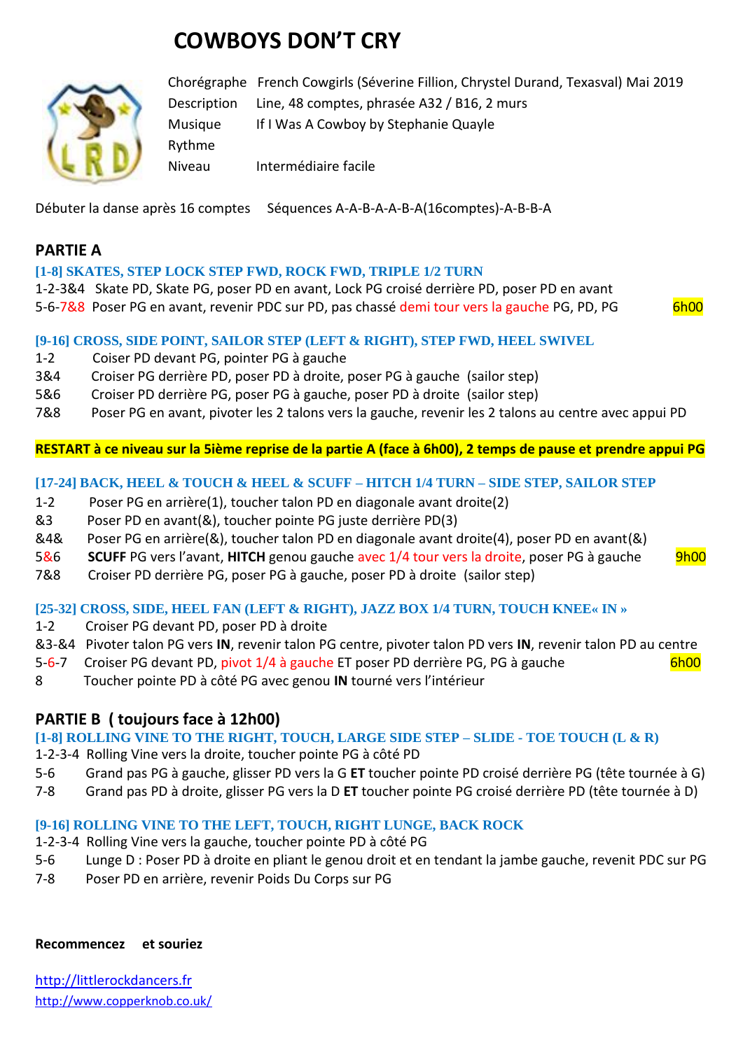# COWBOYS DON'T CRY

| | |
|---|---|
| Chorégraphe | French Cowgirls (Séverine Fillion, Chrystel Durand, Texasval) Mai 2019 |
| Description | Line, 48 comptes, phrasée A32 / B16, 2 murs |
| Musique | If I Was A Cowboy by Stephanie Quayle |
| Rythme | |
| Niveau | Intermédiaire facile |

Débuter la danse après 16 comptes    Séquences A-A-B-A-A-B-A(16comptes)-A-B-B-A

## PARTIE A

**[1-8] SKATES, STEP LOCK STEP FWD, ROCK FWD, TRIPLE 1/2 TURN**

1-2-3&4  Skate PD, Skate PG, poser PD en avant, Lock PG croisé derrière PD, poser PD en avant
5-6-7&8  Poser PG en avant, revenir PDC sur PD, pas chassé demi tour vers la gauche PG, PD, PG  6h00

**[9-16] CROSS, SIDE POINT, SAILOR STEP (LEFT & RIGHT), STEP FWD, HEEL SWIVEL**

1-2  Coiser PD devant PG, pointer PG à gauche
3&4  Croiser PG derrière PD, poser PD à droite, poser PG à gauche (sailor step)
5&6  Croiser PD derrière PG, poser PG à gauche, poser PD à droite (sailor step)
7&8  Poser PG en avant, pivoter les 2 talons vers la gauche, revenir les 2 talons au centre avec appui PD

**RESTART à ce niveau sur la 5ième reprise de la partie A (face à 6h00), 2 temps de pause et prendre appui PG**

**[17-24] BACK, HEEL & TOUCH & HEEL & SCUFF – HITCH 1/4 TURN – SIDE STEP, SAILOR STEP**

1-2  Poser PG en arrière(1), toucher talon PD en diagonale avant droite(2)
&3  Poser PD en avant(&), toucher pointe PG juste derrière PD(3)
&4&  Poser PG en arrière(&), toucher talon PD en diagonale avant droite(4), poser PD en avant(&)
5&6  **SCUFF** PG vers l'avant, **HITCH** genou gauche avec 1/4 tour vers la droite, poser PG à gauche  9h00
7&8  Croiser PD derrière PG, poser PG à gauche, poser PD à droite (sailor step)

**[25-32] CROSS, SIDE, HEEL FAN (LEFT & RIGHT), JAZZ BOX 1/4 TURN, TOUCH KNEE« IN »**

1-2  Croiser PG devant PD, poser PD à droite
&3-&4  Pivoter talon PG vers **IN**, revenir talon PG centre, pivoter talon PD vers **IN**, revenir talon PD au centre
5-6-7  Croiser PG devant PD, pivot 1/4 à gauche ET poser PD derrière PG, PG à gauche  6h00
8  Toucher pointe PD à côté PG avec genou **IN** tourné vers l'intérieur

## PARTIE B ( toujours face à 12h00)

**[1-8] ROLLING VINE TO THE RIGHT, TOUCH, LARGE SIDE STEP – SLIDE - TOE TOUCH (L & R)**

1-2-3-4  Rolling Vine vers la droite, toucher pointe PG à côté PD
5-6  Grand pas PG à gauche, glisser PD vers la G **ET** toucher pointe PD croisé derrière PG (tête tournée à G)
7-8  Grand pas PD à droite, glisser PG vers la D **ET** toucher pointe PG croisé derrière PD (tête tournée à D)

**[9-16] ROLLING VINE TO THE LEFT, TOUCH, RIGHT LUNGE, BACK ROCK**

1-2-3-4  Rolling Vine vers la gauche, toucher pointe PD à côté PG
5-6  Lunge D : Poser PD à droite en pliant le genou droit et en tendant la jambe gauche, revenit PDC sur PG
7-8  Poser PD en arrière, revenir Poids Du Corps sur PG

**Recommencez  et souriez**

http://littlerockdancers.fr
http://www.copperknob.co.uk/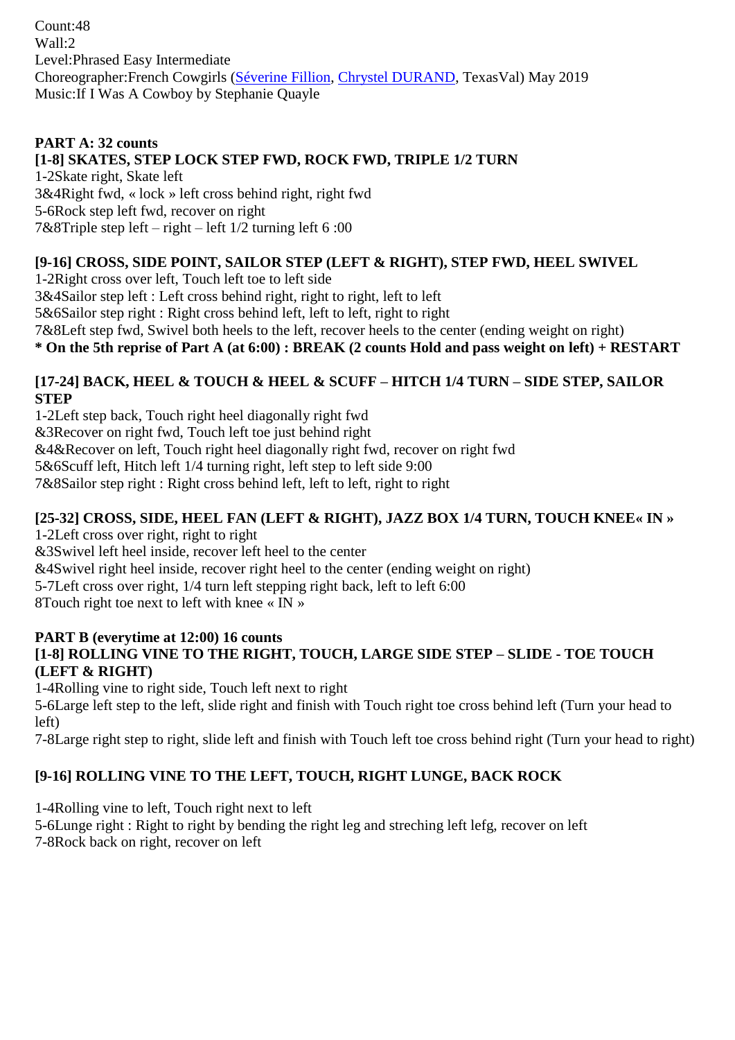Count:48
Wall:2
Level:Phrased Easy Intermediate
Choreographer:French Cowgirls (Séverine Fillion, Chrystel DURAND, TexasVal) May 2019
Music:If I Was A Cowboy by Stephanie Quayle

**PART A: 32 counts**

**[1-8] SKATES, STEP LOCK STEP FWD, ROCK FWD, TRIPLE 1/2 TURN**

1-2Skate right, Skate left
3&4Right fwd, « lock » left cross behind right, right fwd
5-6Rock step left fwd, recover on right
7&8Triple step left – right – left 1/2 turning left 6 :00

**[9-16] CROSS, SIDE POINT, SAILOR STEP (LEFT & RIGHT), STEP FWD, HEEL SWIVEL**

1-2Right cross over left, Touch left toe to left side
3&4Sailor step left : Left cross behind right, right to right, left to left
5&6Sailor step right : Right cross behind left, left to left, right to right
7&8Left step fwd, Swivel both heels to the left, recover heels to the center (ending weight on right)
**\* On the 5th reprise of Part A (at 6:00) : BREAK (2 counts Hold and pass weight on left) + RESTART**

**[17-24] BACK, HEEL & TOUCH & HEEL & SCUFF – HITCH 1/4 TURN – SIDE STEP, SAILOR STEP**

1-2Left step back, Touch right heel diagonally right fwd
&3Recover on right fwd, Touch left toe just behind right
&4&Recover on left, Touch right heel diagonally right fwd, recover on right fwd
5&6Scuff left, Hitch left 1/4 turning right, left step to left side 9:00
7&8Sailor step right : Right cross behind left, left to left, right to right

**[25-32] CROSS, SIDE, HEEL FAN (LEFT & RIGHT), JAZZ BOX 1/4 TURN, TOUCH KNEE« IN »**

1-2Left cross over right, right to right
&3Swivel left heel inside, recover left heel to the center
&4Swivel right heel inside, recover right heel to the center (ending weight on right)
5-7Left cross over right, 1/4 turn left stepping right back, left to left 6:00
8Touch right toe next to left with knee « IN »

**PART B (everytime at 12:00) 16 counts**

**[1-8] ROLLING VINE TO THE RIGHT, TOUCH, LARGE SIDE STEP – SLIDE - TOE TOUCH (LEFT & RIGHT)**

1-4Rolling vine to right side, Touch left next to right
5-6Large left step to the left, slide right and finish with Touch right toe cross behind left (Turn your head to left)
7-8Large right step to right, slide left and finish with Touch left toe cross behind right (Turn your head to right)

**[9-16] ROLLING VINE TO THE LEFT, TOUCH, RIGHT LUNGE, BACK ROCK**

1-4Rolling vine to left, Touch right next to left
5-6Lunge right : Right to right by bending the right leg and streching left lefg, recover on left
7-8Rock back on right, recover on left